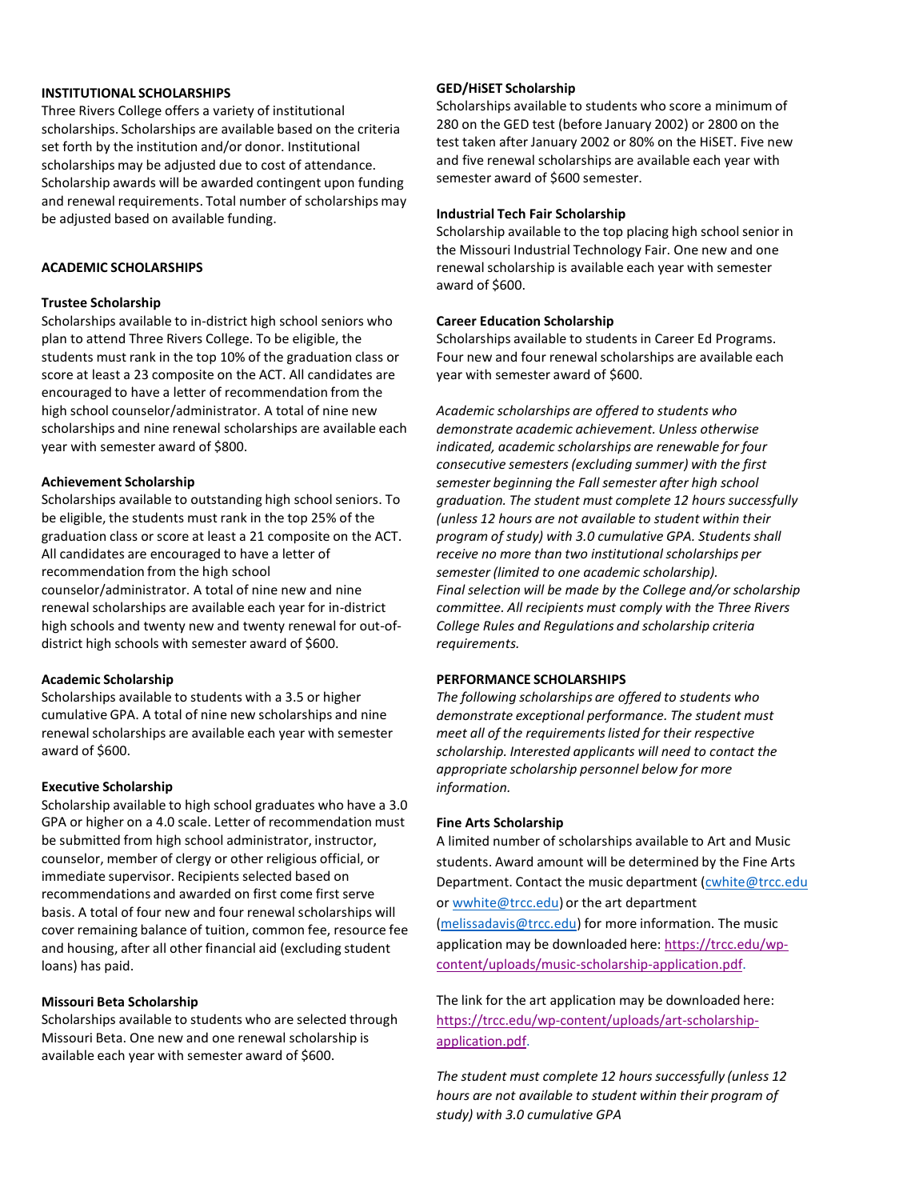## INSTITUTIONAL SCHOLARSHIPS

Three Rivers College offers a variety of institutional scholarships. Scholarships are available based on the criteria set forth by the institution and/or donor. Institutional scholarships may be adjusted due to cost of attendance. Scholarship awards will be awarded contingent upon funding and renewal requirements. Total number of scholarships may be adjusted based on available funding.

## ACADEMIC SCHOLARSHIPS

### Trustee Scholarship

Scholarships available to in-district high school seniors who plan to attend Three Rivers College. To be eligible, the students must rank in the top 10% of the graduation class or score at least a 23 composite on the ACT. All candidates are encouraged to have a letter of recommendation from the high school counselor/administrator. A total of nine new scholarships and nine renewal scholarships are available each year with semester award of $800.

### Achievement Scholarship

Scholarships available to outstanding high school seniors. To be eligible, the students must rank in the top 25% of the graduation class or score at least a 21 composite on the ACT. All candidates are encouraged to have a letter of recommendation from the high school counselor/administrator. A total of nine new and nine renewal scholarships are available each year for in-district high schools and twenty new and twenty renewal for out-of-district high schools with semester award of $600.

### Academic Scholarship

Scholarships available to students with a 3.5 or higher cumulative GPA. A total of nine new scholarships and nine renewal scholarships are available each year with semester award of $600.

### Executive Scholarship

Scholarship available to high school graduates who have a 3.0 GPA or higher on a 4.0 scale. Letter of recommendation must be submitted from high school administrator, instructor, counselor, member of clergy or other religious official, or immediate supervisor. Recipients selected based on recommendations and awarded on first come first serve basis. A total of four new and four renewal scholarships will cover remaining balance of tuition, common fee, resource fee and housing, after all other financial aid (excluding student loans) has paid.

### Missouri Beta Scholarship

Scholarships available to students who are selected through Missouri Beta. One new and one renewal scholarship is available each year with semester award of $600.

### GED/HiSET Scholarship

Scholarships available to students who score a minimum of 280 on the GED test (before January 2002) or 2800 on the test taken after January 2002 or 80% on the HiSET. Five new and five renewal scholarships are available each year with semester award of $600 semester.

### Industrial Tech Fair Scholarship

Scholarship available to the top placing high school senior in the Missouri Industrial Technology Fair. One new and one renewal scholarship is available each year with semester award of $600.

### Career Education Scholarship

Scholarships available to students in Career Ed Programs. Four new and four renewal scholarships are available each year with semester award of $600.

*Academic scholarships are offered to students who demonstrate academic achievement. Unless otherwise indicated, academic scholarships are renewable for four consecutive semesters (excluding summer) with the first semester beginning the Fall semester after high school graduation. The student must complete 12 hours successfully (unless 12 hours are not available to student within their program of study) with 3.0 cumulative GPA. Students shall receive no more than two institutional scholarships per semester (limited to one academic scholarship).*
*Final selection will be made by the College and/or scholarship committee. All recipients must comply with the Three Rivers College Rules and Regulations and scholarship criteria requirements.*

## PERFORMANCE SCHOLARSHIPS

*The following scholarships are offered to students who demonstrate exceptional performance. The student must meet all of the requirements listed for their respective scholarship. Interested applicants will need to contact the appropriate scholarship personnel below for more information.*

### Fine Arts Scholarship

A limited number of scholarships available to Art and Music students. Award amount will be determined by the Fine Arts Department. Contact the music department (cwhite@trcc.edu or wwhite@trcc.edu) or the art department (melissadavis@trcc.edu) for more information. The music application may be downloaded here: https://trcc.edu/wp-content/uploads/music-scholarship-application.pdf.

The link for the art application may be downloaded here: https://trcc.edu/wp-content/uploads/art-scholarship-application.pdf.

*The student must complete 12 hours successfully (unless 12 hours are not available to student within their program of study) with 3.0 cumulative GPA*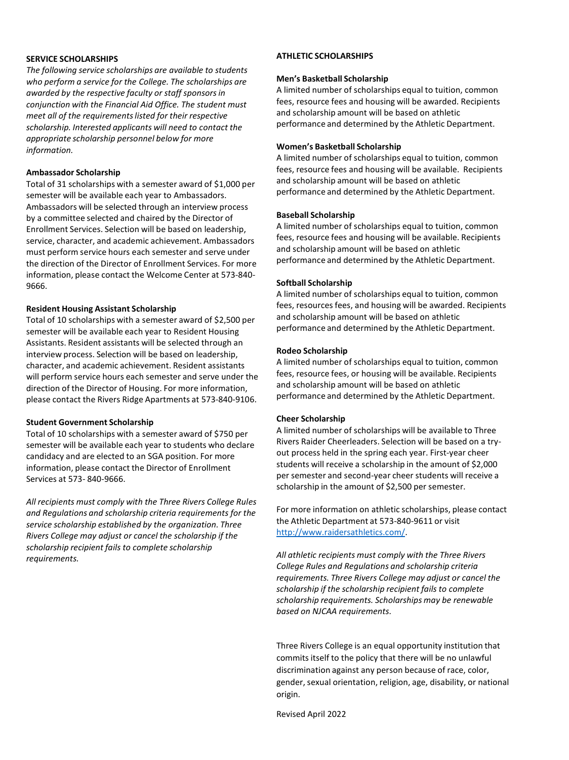## SERVICE SCHOLARSHIPS

*The following service scholarships are available to students who perform a service for the College. The scholarships are awarded by the respective faculty or staff sponsors in conjunction with the Financial Aid Office. The student must meet all of the requirements listed for their respective scholarship. Interested applicants will need to contact the appropriate scholarship personnel below for more information.*

### Ambassador Scholarship

Total of 31 scholarships with a semester award of $1,000 per semester will be available each year to Ambassadors. Ambassadors will be selected through an interview process by a committee selected and chaired by the Director of Enrollment Services. Selection will be based on leadership, service, character, and academic achievement. Ambassadors must perform service hours each semester and serve under the direction of the Director of Enrollment Services. For more information, please contact the Welcome Center at 573-840-9666.

### Resident Housing Assistant Scholarship

Total of 10 scholarships with a semester award of $2,500 per semester will be available each year to Resident Housing Assistants. Resident assistants will be selected through an interview process. Selection will be based on leadership, character, and academic achievement. Resident assistants will perform service hours each semester and serve under the direction of the Director of Housing. For more information, please contact the Rivers Ridge Apartments at 573-840-9106.

### Student Government Scholarship

Total of 10 scholarships with a semester award of $750 per semester will be available each year to students who declare candidacy and are elected to an SGA position. For more information, please contact the Director of Enrollment Services at 573- 840-9666.

*All recipients must comply with the Three Rivers College Rules and Regulations and scholarship criteria requirements for the service scholarship established by the organization. Three Rivers College may adjust or cancel the scholarship if the scholarship recipient fails to complete scholarship requirements.*

## ATHLETIC SCHOLARSHIPS

### Men's Basketball Scholarship

A limited number of scholarships equal to tuition, common fees, resource fees and housing will be awarded. Recipients and scholarship amount will be based on athletic performance and determined by the Athletic Department.

### Women's Basketball Scholarship

A limited number of scholarships equal to tuition, common fees, resource fees and housing will be available. Recipients and scholarship amount will be based on athletic performance and determined by the Athletic Department.

### Baseball Scholarship

A limited number of scholarships equal to tuition, common fees, resource fees and housing will be available. Recipients and scholarship amount will be based on athletic performance and determined by the Athletic Department.

### Softball Scholarship

A limited number of scholarships equal to tuition, common fees, resources fees, and housing will be awarded. Recipients and scholarship amount will be based on athletic performance and determined by the Athletic Department.

### Rodeo Scholarship

A limited number of scholarships equal to tuition, common fees, resource fees, or housing will be available. Recipients and scholarship amount will be based on athletic performance and determined by the Athletic Department.

### Cheer Scholarship

A limited number of scholarships will be available to Three Rivers Raider Cheerleaders. Selection will be based on a try-out process held in the spring each year. First-year cheer students will receive a scholarship in the amount of $2,000 per semester and second-year cheer students will receive a scholarship in the amount of $2,500 per semester.

For more information on athletic scholarships, please contact the Athletic Department at 573-840-9611 or visit http://www.raidersathletics.com/.

*All athletic recipients must comply with the Three Rivers College Rules and Regulations and scholarship criteria requirements. Three Rivers College may adjust or cancel the scholarship if the scholarship recipient fails to complete scholarship requirements. Scholarships may be renewable based on NJCAA requirements.*

Three Rivers College is an equal opportunity institution that commits itself to the policy that there will be no unlawful discrimination against any person because of race, color, gender, sexual orientation, religion, age, disability, or national origin.

Revised April 2022